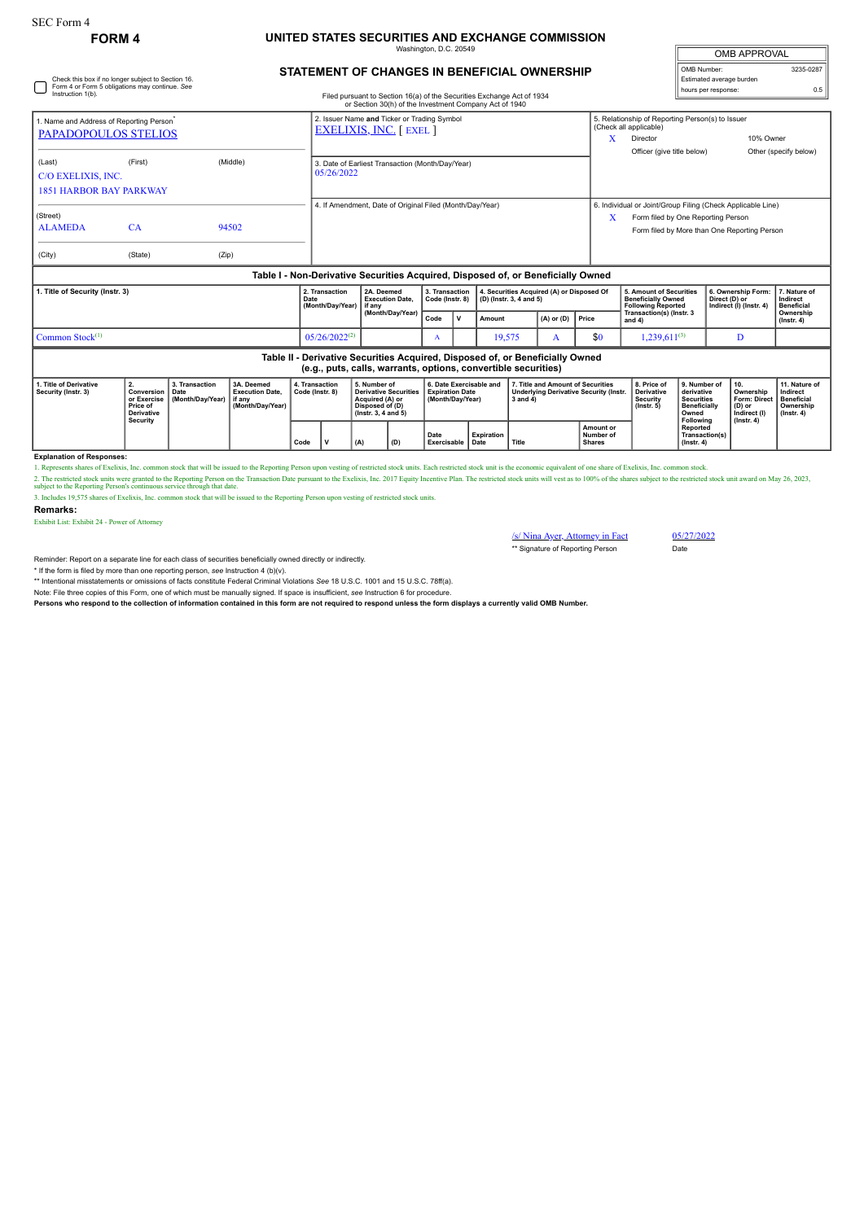SEC Form 4

**FORM 4**

# UNITED STATES SECURITIES AND EXCHANGE COMMISSION

Washington, D.C. 20549

## STATEMENT OF CHANGES IN BENEFICIAL OWNERSHIP

Filed pursuant to Section 16(a) of the Securities Exchange Act of 1934 or Section 30(h) of the Investment Company Act of 1940

| OMB APPROVAL | |
|---|---|
| OMB Number: | 3235-0287 |
| Estimated average burden | |
| hours per response: | 0.5 |

☐ Check this box if no longer subject to Section 16. Form 4 or Form 5 obligations may continue. *See* Instruction 1(b).

1. Name and Address of Reporting Person*
PAPADOPOULOS STELIOS

(Last) (First) (Middle)
C/O EXELIXIS, INC.
1851 HARBOR BAY PARKWAY

(Street)
ALAMEDA CA 94502

(City) (State) (Zip)

2. Issuer Name **and** Ticker or Trading Symbol
EXELIXIS, INC. [ EXEL ]

3. Date of Earliest Transaction (Month/Day/Year)
05/26/2022

4. If Amendment, Date of Original Filed (Month/Day/Year)

5. Relationship of Reporting Person(s) to Issuer (Check all applicable)
X Director
10% Owner
Officer (give title below)
Other (specify below)

6. Individual or Joint/Group Filing (Check Applicable Line)
X Form filed by One Reporting Person
Form filed by More than One Reporting Person

### Table I - Non-Derivative Securities Acquired, Disposed of, or Beneficially Owned

| 1. Title of Security (Instr. 3) | 2. Transaction Date (Month/Day/Year) | 2A. Deemed Execution Date, if any (Month/Day/Year) | 3. Transaction Code (Instr. 8) | | 4. Securities Acquired (A) or Disposed Of (D) (Instr. 3, 4 and 5) | | | 5. Amount of Securities Beneficially Owned Following Reported Transaction(s) (Instr. 3 and 4) | 6. Ownership Form: Direct (D) or Indirect (I) (Instr. 4) | 7. Nature of Indirect Beneficial Ownership (Instr. 4) |
|---|---|---|---|---|---|---|---|---|---|---|
| | | | Code | V | Amount | (A) or (D) | Price | | | |
| Common Stock[1] | 05/26/2022[2] | | A | | 19,575 | A | $0 | 1,239,611[3] | D | |

### Table II - Derivative Securities Acquired, Disposed of, or Beneficially Owned (e.g., puts, calls, warrants, options, convertible securities)

| 1. Title of Derivative Security (Instr. 3) | 2. Conversion or Exercise Price of Derivative Security | 3. Transaction Date (Month/Day/Year) | 3A. Deemed Execution Date, if any (Month/Day/Year) | 4. Transaction Code (Instr. 8) | | 5. Number of Derivative Securities Acquired (A) or Disposed of (D) (Instr. 3, 4 and 5) | | 6. Date Exercisable and Expiration Date (Month/Day/Year) | | 7. Title and Amount of Securities Underlying Derivative Security (Instr. 3 and 4) | | 8. Price of Derivative Security (Instr. 5) | 9. Number of derivative Securities Beneficially Owned Following Reported Transaction(s) (Instr. 4) | 10. Ownership Form: Direct (D) or Indirect (I) (Instr. 4) | 11. Nature of Indirect Beneficial Ownership (Instr. 4) |
|---|---|---|---|---|---|---|---|---|---|---|---|---|---|---|---|
| | | | | Code | V | (A) | (D) | Date Exercisable | Expiration Date | Title | Amount or Number of Shares | | | | |

**Explanation of Responses:**

1. Represents shares of Exelixis, Inc. common stock that will be issued to the Reporting Person upon vesting of restricted stock units. Each restricted stock unit is the economic equivalent of one share of Exelixis, Inc. common stock.

2. The restricted stock units were granted to the Reporting Person on the Transaction Date pursuant to the Exelixis, Inc. 2017 Equity Incentive Plan. The restricted stock units will vest as to 100% of the shares subject to the restricted stock unit award on May 26, 2023, subject to the Reporting Person's continuous service through that date.

3. Includes 19,575 shares of Exelixis, Inc. common stock that will be issued to the Reporting Person upon vesting of restricted stock units.

**Remarks:**

Exhibit List: Exhibit 24 - Power of Attorney

/s/ Nina Ayer, Attorney in Fact — 05/27/2022

** Signature of Reporting Person — Date

Reminder: Report on a separate line for each class of securities beneficially owned directly or indirectly.

\* If the form is filed by more than one reporting person, *see* Instruction 4 (b)(v).

** Intentional misstatements or omissions of facts constitute Federal Criminal Violations *See* 18 U.S.C. 1001 and 15 U.S.C. 78ff(a).

Note: File three copies of this Form, one of which must be manually signed. If space is insufficient, *see* Instruction 6 for procedure.

**Persons who respond to the collection of information contained in this form are not required to respond unless the form displays a currently valid OMB Number.**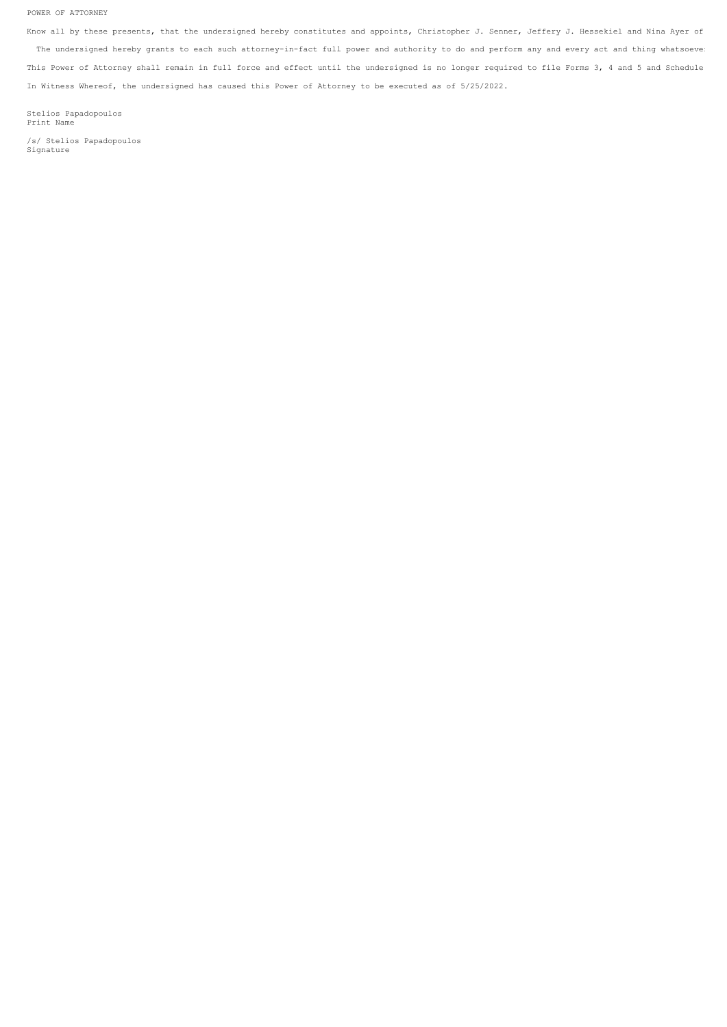POWER OF ATTORNEY

Know all by these presents, that the undersigned hereby constitutes and appoints, Christopher J. Senner, Jeffery J. Hessekiel and Nina Ayer of

The undersigned hereby grants to each such attorney-in-fact full power and authority to do and perform any and every act and thing whatsoeve

This Power of Attorney shall remain in full force and effect until the undersigned is no longer required to file Forms 3, 4 and 5 and Schedule

In Witness Whereof, the undersigned has caused this Power of Attorney to be executed as of 5/25/2022.

Stelios Papadopoulos
Print Name

/s/ Stelios Papadopoulos
Signature